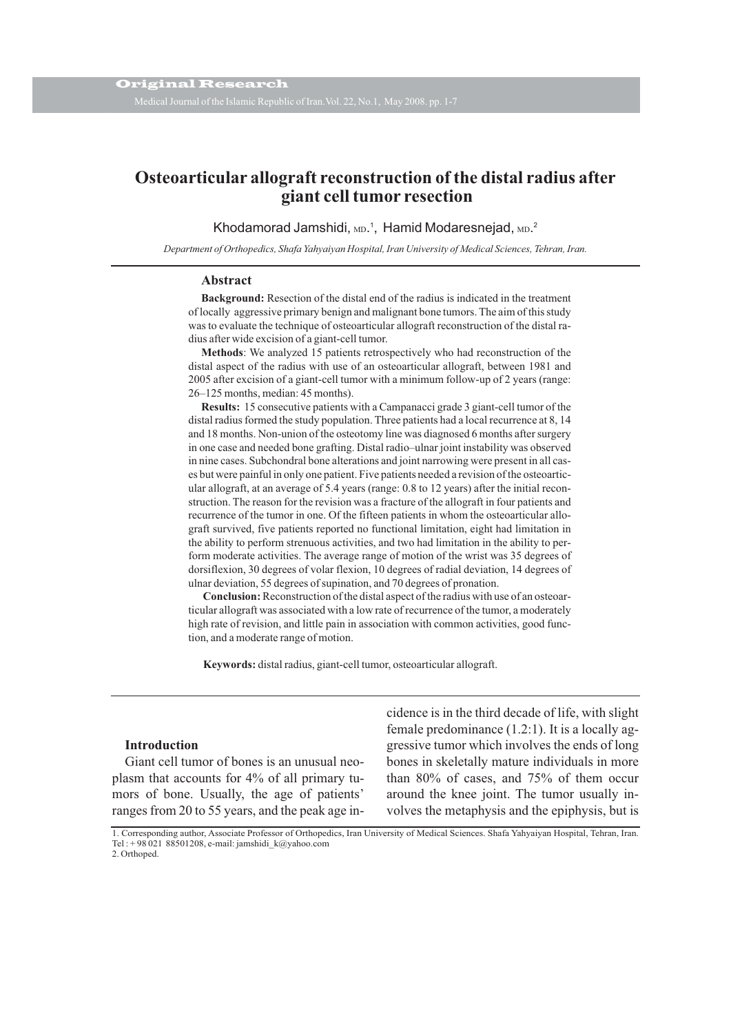Original Research

# Osteoarticular allograft reconstruction of the distal radius after giant cell tumor resection

Khodamorad Jamshidi, MD.[1], Hamid Modaresnejad, MD.[2]

*Department of Orthopedics, Shafa Yahyaiyan Hospital, Iran University of Medical Sciences, Tehran, Iran.*

## Abstract

**Background:** Resection of the distal end of the radius is indicated in the treatment of locally aggressive primary benign and malignant bone tumors. The aim of this study was to evaluate the technique of osteoarticular allograft reconstruction of the distal radius after wide excision of a giant-cell tumor.

**Methods**: We analyzed 15 patients retrospectively who had reconstruction of the distal aspect of the radius with use of an osteoarticular allograft, between 1981 and 2005 after excision of a giant-cell tumor with a minimum follow-up of 2 years (range: 26–125 months, median: 45 months).

**Results:** 15 consecutive patients with a Campanacci grade 3 giant-cell tumor of the distal radius formed the study population. Three patients had a local recurrence at 8, 14 and 18 months. Non-union of the osteotomy line was diagnosed 6 months after surgery in one case and needed bone grafting. Distal radio–ulnar joint instability was observed in nine cases. Subchondral bone alterations and joint narrowing were present in all cases but were painful in only one patient. Five patients needed a revision of the osteoarticular allograft, at an average of 5.4 years (range: 0.8 to 12 years) after the initial reconstruction. The reason for the revision was a fracture of the allograft in four patients and recurrence of the tumor in one. Of the fifteen patients in whom the osteoarticular allograft survived, five patients reported no functional limitation, eight had limitation in the ability to perform strenuous activities, and two had limitation in the ability to perform moderate activities. The average range of motion of the wrist was 35 degrees of dorsiflexion, 30 degrees of volar flexion, 10 degrees of radial deviation, 14 degrees of ulnar deviation, 55 degrees of supination, and 70 degrees of pronation.

**Conclusion:** Reconstruction of the distal aspect of the radius with use of an osteoarticular allograft was associated with a low rate of recurrence of the tumor, a moderately high rate of revision, and little pain in association with common activities, good function, and a moderate range of motion.

**Keywords:** distal radius, giant-cell tumor, osteoarticular allograft.

### Introduction

Giant cell tumor of bones is an unusual neoplasm that accounts for 4% of all primary tumors of bone. Usually, the age of patients' ranges from 20 to 55 years, and the peak age incidence is in the third decade of life, with slight female predominance (1.2:1). It is a locally aggressive tumor which involves the ends of long bones in skeletally mature individuals in more than 80% of cases, and 75% of them occur around the knee joint. The tumor usually involves the metaphysis and the epiphysis, but is

1. Corresponding author, Associate Professor of Orthopedics, Iran University of Medical Sciences. Shafa Yahyaiyan Hospital, Tehran, Iran. Tel : + 98 021 88501208, e-mail: jamshidi_k@yahoo.com
2. Orthoped.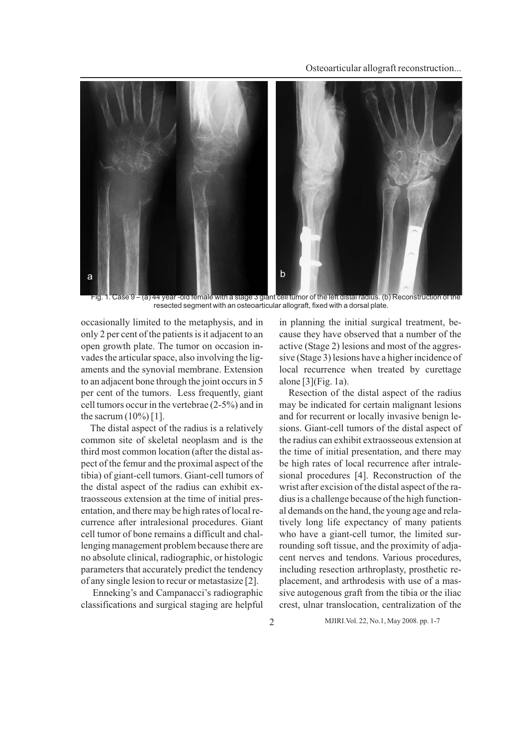Fig. 1. Case 9 – (a) 44 year -old female with a stage 3 giant cell tumor of the left distal radius. (b) Reconstruction of the resected segment with an osteoarticular allograft, fixed with a dorsal plate.

occasionally limited to the metaphysis, and in only 2 per cent of the patients is it adjacent to an open growth plate. The tumor on occasion invades the articular space, also involving the ligaments and the synovial membrane. Extension to an adjacent bone through the joint occurs in 5 per cent of the tumors. Less frequently, giant cell tumors occur in the vertebrae (2-5%) and in the sacrum (10%) [1].

The distal aspect of the radius is a relatively common site of skeletal neoplasm and is the third most common location (after the distal aspect of the femur and the proximal aspect of the tibia) of giant-cell tumors. Giant-cell tumors of the distal aspect of the radius can exhibit extraosseous extension at the time of initial presentation, and there may be high rates of local recurrence after intralesional procedures. Giant cell tumor of bone remains a difficult and challenging management problem because there are no absolute clinical, radiographic, or histologic parameters that accurately predict the tendency of any single lesion to recur or metastasize [2].

Enneking's and Campanacci's radiographic classifications and surgical staging are helpful in planning the initial surgical treatment, because they have observed that a number of the active (Stage 2) lesions and most of the aggressive (Stage 3) lesions have a higher incidence of local recurrence when treated by curettage alone [3](Fig. 1a).

Resection of the distal aspect of the radius may be indicated for certain malignant lesions and for recurrent or locally invasive benign lesions. Giant-cell tumors of the distal aspect of the radius can exhibit extraosseous extension at the time of initial presentation, and there may be high rates of local recurrence after intralesional procedures [4]. Reconstruction of the wrist after excision of the distal aspect of the radius is a challenge because of the high functional demands on the hand, the young age and relatively long life expectancy of many patients who have a giant-cell tumor, the limited surrounding soft tissue, and the proximity of adjacent nerves and tendons. Various procedures, including resection arthroplasty, prosthetic replacement, and arthrodesis with use of a massive autogenous graft from the tibia or the iliac crest, ulnar translocation, centralization of the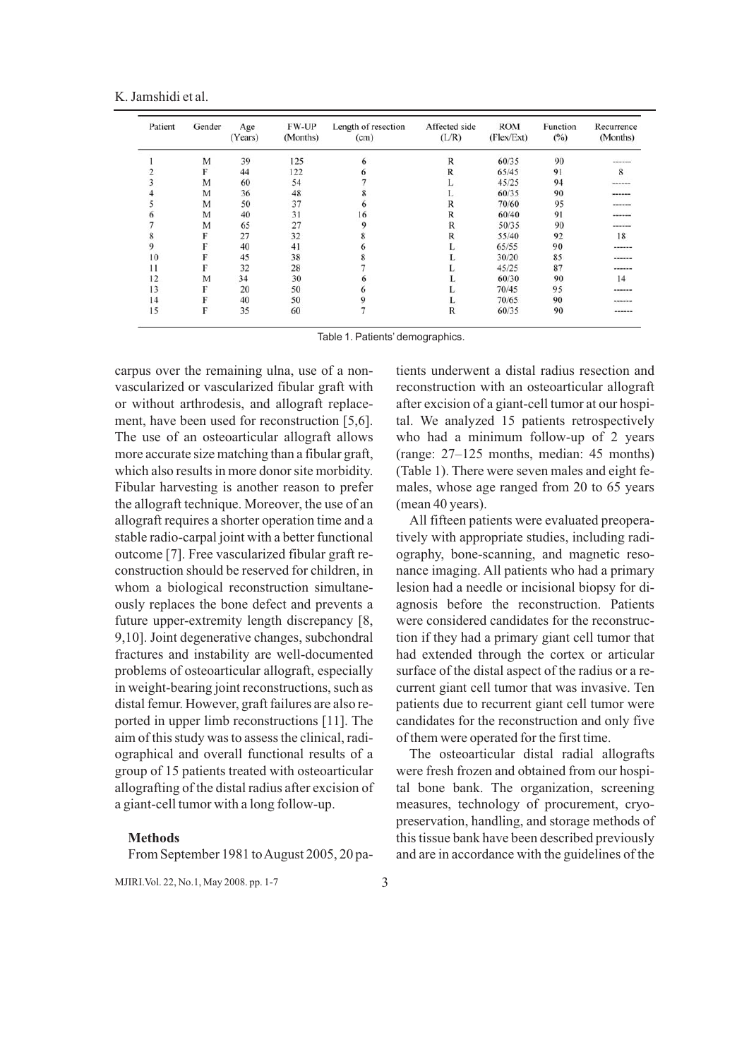| Patient | Gender | Age (Years) | FW-UP (Months) | Length of resection (cm) | Affected side (L/R) | ROM (Flex/Ext) | Function (%) | Recurrence (Months) |
|---|---|---|---|---|---|---|---|---|
| 1 | M | 39 | 125 | 6 | R | 60/35 | 90 | ------ |
| 2 | F | 44 | 122 | 6 | R | 65/45 | 91 | 8 |
| 3 | M | 60 | 54 | 7 | L | 45/25 | 94 | ------ |
| 4 | M | 36 | 48 | 8 | L | 60/35 | 90 | ------ |
| 5 | M | 50 | 37 | 6 | R | 70/60 | 95 | ------ |
| 6 | M | 40 | 31 | 16 | R | 60/40 | 91 | ------ |
| 7 | M | 65 | 27 | 9 | R | 50/35 | 90 | ------ |
| 8 | F | 27 | 32 | 8 | R | 55/40 | 92 | 18 |
| 9 | F | 40 | 41 | 6 | L | 65/55 | 90 | ------ |
| 10 | F | 45 | 38 | 8 | L | 30/20 | 85 | ------ |
| 11 | F | 32 | 28 | 7 | L | 45/25 | 87 | ------ |
| 12 | M | 34 | 30 | 6 | L | 60/30 | 90 | 14 |
| 13 | F | 20 | 50 | 6 | L | 70/45 | 95 | ------ |
| 14 | F | 40 | 50 | 9 | L | 70/65 | 90 | ------ |
| 15 | F | 35 | 60 | 7 | R | 60/35 | 90 | ------ |

Table 1. Patients' demographics.

carpus over the remaining ulna, use of a non-vascularized or vascularized fibular graft with or without arthrodesis, and allograft replacement, have been used for reconstruction [5,6]. The use of an osteoarticular allograft allows more accurate size matching than a fibular graft, which also results in more donor site morbidity. Fibular harvesting is another reason to prefer the allograft technique. Moreover, the use of an allograft requires a shorter operation time and a stable radio-carpal joint with a better functional outcome [7]. Free vascularized fibular graft reconstruction should be reserved for children, in whom a biological reconstruction simultaneously replaces the bone defect and prevents a future upper-extremity length discrepancy [8, 9,10]. Joint degenerative changes, subchondral fractures and instability are well-documented problems of osteoarticular allograft, especially in weight-bearing joint reconstructions, such as distal femur. However, graft failures are also reported in upper limb reconstructions [11]. The aim of this study was to assess the clinical, radiographical and overall functional results of a group of 15 patients treated with osteoarticular allografting of the distal radius after excision of a giant-cell tumor with a long follow-up.

## Methods

From September 1981 to August 2005, 20 patients underwent a distal radius resection and reconstruction with an osteoarticular allograft after excision of a giant-cell tumor at our hospital. We analyzed 15 patients retrospectively who had a minimum follow-up of 2 years (range: 27–125 months, median: 45 months) (Table 1). There were seven males and eight females, whose age ranged from 20 to 65 years (mean 40 years).

All fifteen patients were evaluated preoperatively with appropriate studies, including radiography, bone-scanning, and magnetic resonance imaging. All patients who had a primary lesion had a needle or incisional biopsy for diagnosis before the reconstruction. Patients were considered candidates for the reconstruction if they had a primary giant cell tumor that had extended through the cortex or articular surface of the distal aspect of the radius or a recurrent giant cell tumor that was invasive. Ten patients due to recurrent giant cell tumor were candidates for the reconstruction and only five of them were operated for the first time.

The osteoarticular distal radial allografts were fresh frozen and obtained from our hospital bone bank. The organization, screening measures, technology of procurement, cryopreservation, handling, and storage methods of this tissue bank have been described previously and are in accordance with the guidelines of the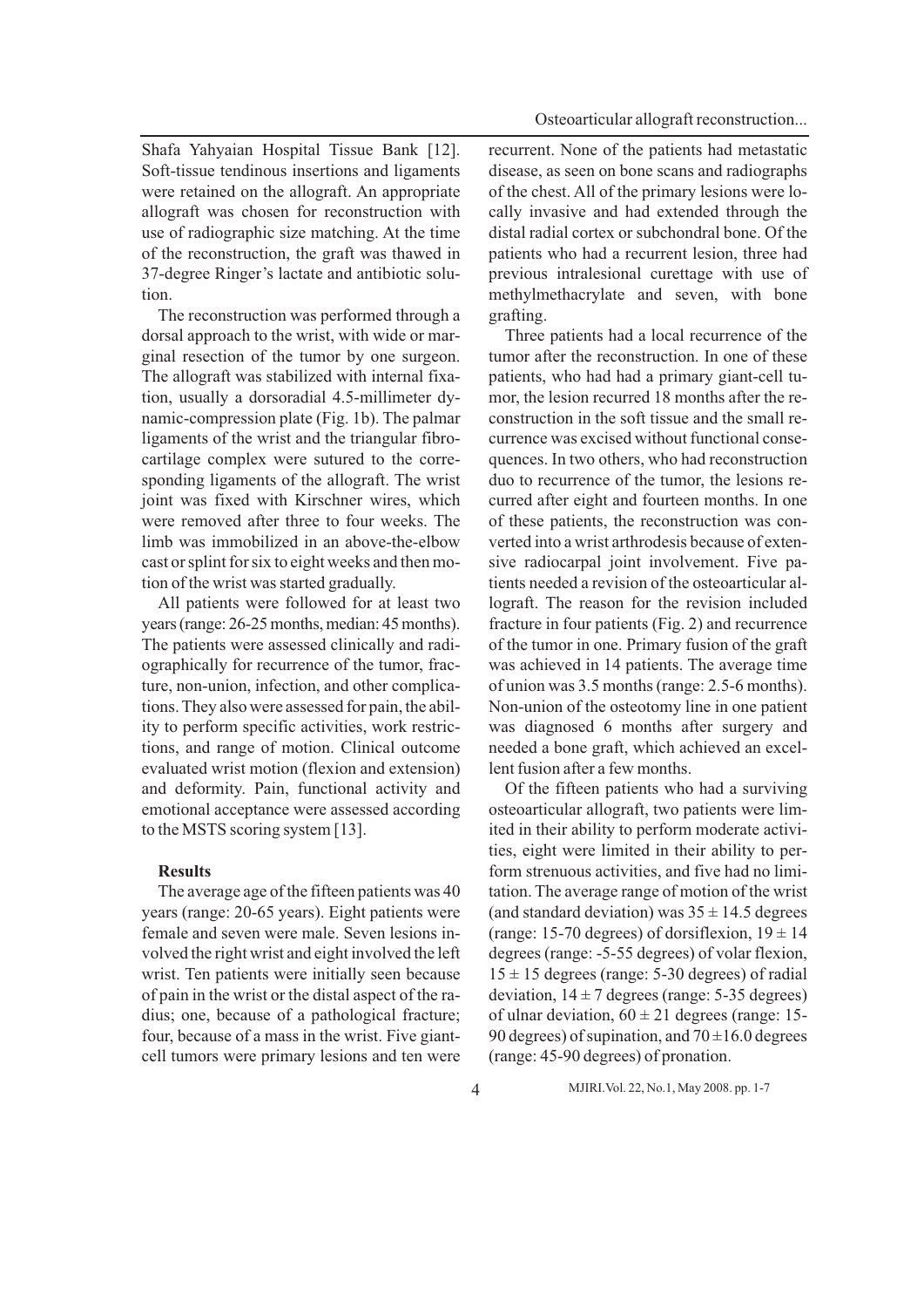Shafa Yahyaian Hospital Tissue Bank [12]. Soft-tissue tendinous insertions and ligaments were retained on the allograft. An appropriate allograft was chosen for reconstruction with use of radiographic size matching. At the time of the reconstruction, the graft was thawed in 37-degree Ringer's lactate and antibiotic solution.

The reconstruction was performed through a dorsal approach to the wrist, with wide or marginal resection of the tumor by one surgeon. The allograft was stabilized with internal fixation, usually a dorsoradial 4.5-millimeter dynamic-compression plate (Fig. 1b). The palmar ligaments of the wrist and the triangular fibrocartilage complex were sutured to the corresponding ligaments of the allograft. The wrist joint was fixed with Kirschner wires, which were removed after three to four weeks. The limb was immobilized in an above-the-elbow cast or splint for six to eight weeks and then motion of the wrist was started gradually.

All patients were followed for at least two years (range: 26-25 months, median: 45 months). The patients were assessed clinically and radiographically for recurrence of the tumor, fracture, non-union, infection, and other complications. They also were assessed for pain, the ability to perform specific activities, work restrictions, and range of motion. Clinical outcome evaluated wrist motion (flexion and extension) and deformity. Pain, functional activity and emotional acceptance were assessed according to the MSTS scoring system [13].

**Results**

The average age of the fifteen patients was 40 years (range: 20-65 years). Eight patients were female and seven were male. Seven lesions involved the right wrist and eight involved the left wrist. Ten patients were initially seen because of pain in the wrist or the distal aspect of the radius; one, because of a pathological fracture; four, because of a mass in the wrist. Five giant-cell tumors were primary lesions and ten were recurrent. None of the patients had metastatic disease, as seen on bone scans and radiographs of the chest. All of the primary lesions were locally invasive and had extended through the distal radial cortex or subchondral bone. Of the patients who had a recurrent lesion, three had previous intralesional curettage with use of methylmethacrylate and seven, with bone grafting.

Three patients had a local recurrence of the tumor after the reconstruction. In one of these patients, who had had a primary giant-cell tumor, the lesion recurred 18 months after the reconstruction in the soft tissue and the small recurrence was excised without functional consequences. In two others, who had reconstruction duo to recurrence of the tumor, the lesions recurred after eight and fourteen months. In one of these patients, the reconstruction was converted into a wrist arthrodesis because of extensive radiocarpal joint involvement. Five patients needed a revision of the osteoarticular allograft. The reason for the revision included fracture in four patients (Fig. 2) and recurrence of the tumor in one. Primary fusion of the graft was achieved in 14 patients. The average time of union was 3.5 months (range: 2.5-6 months). Non-union of the osteotomy line in one patient was diagnosed 6 months after surgery and needed a bone graft, which achieved an excellent fusion after a few months.

Of the fifteen patients who had a surviving osteoarticular allograft, two patients were limited in their ability to perform moderate activities, eight were limited in their ability to perform strenuous activities, and five had no limitation. The average range of motion of the wrist (and standard deviation) was $35 \pm 14.5$ degrees (range: 15-70 degrees) of dorsiflexion, $19 \pm 14$ degrees (range: -5-55 degrees) of volar flexion, $15 \pm 15$ degrees (range: 5-30 degrees) of radial deviation, $14 \pm 7$ degrees (range: 5-35 degrees) of ulnar deviation, $60 \pm 21$ degrees (range: 15-90 degrees) of supination, and $70 \pm 16.0$ degrees (range: 45-90 degrees) of pronation.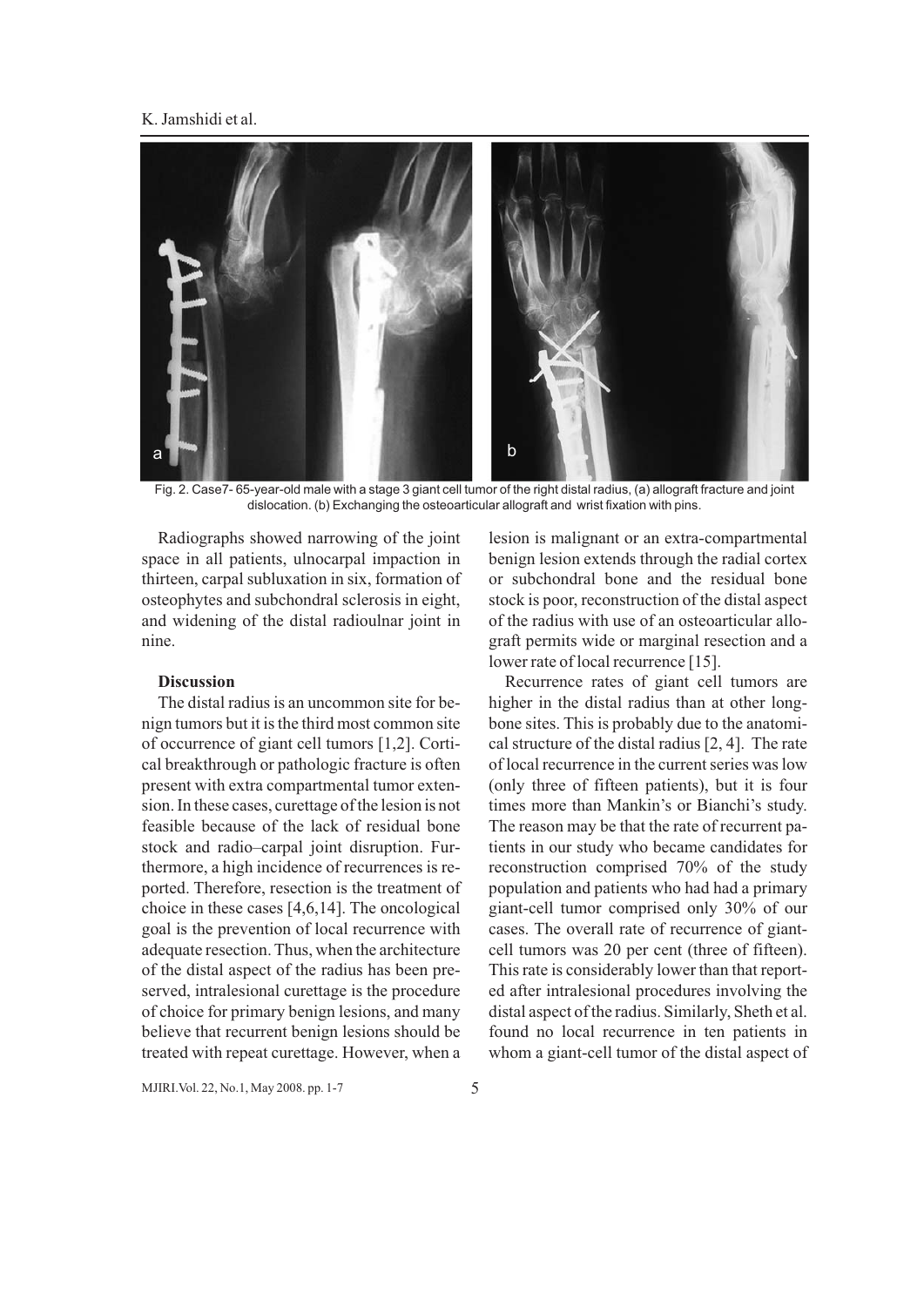Fig. 2. Case7- 65-year-old male with a stage 3 giant cell tumor of the right distal radius, (a) allograft fracture and joint dislocation. (b) Exchanging the osteoarticular allograft and wrist fixation with pins.

Radiographs showed narrowing of the joint space in all patients, ulnocarpal impaction in thirteen, carpal subluxation in six, formation of osteophytes and subchondral sclerosis in eight, and widening of the distal radioulnar joint in nine.

## Discussion

The distal radius is an uncommon site for benign tumors but it is the third most common site of occurrence of giant cell tumors [1,2]. Cortical breakthrough or pathologic fracture is often present with extra compartmental tumor extension. In these cases, curettage of the lesion is not feasible because of the lack of residual bone stock and radio–carpal joint disruption. Furthermore, a high incidence of recurrences is reported. Therefore, resection is the treatment of choice in these cases [4,6,14]. The oncological goal is the prevention of local recurrence with adequate resection. Thus, when the architecture of the distal aspect of the radius has been preserved, intralesional curettage is the procedure of choice for primary benign lesions, and many believe that recurrent benign lesions should be treated with repeat curettage. However, when a lesion is malignant or an extra-compartmental benign lesion extends through the radial cortex or subchondral bone and the residual bone stock is poor, reconstruction of the distal aspect of the radius with use of an osteoarticular allograft permits wide or marginal resection and a lower rate of local recurrence [15].

Recurrence rates of giant cell tumors are higher in the distal radius than at other long-bone sites. This is probably due to the anatomical structure of the distal radius [2, 4]. The rate of local recurrence in the current series was low (only three of fifteen patients), but it is four times more than Mankin's or Bianchi's study. The reason may be that the rate of recurrent patients in our study who became candidates for reconstruction comprised 70% of the study population and patients who had had a primary giant-cell tumor comprised only 30% of our cases. The overall rate of recurrence of giant-cell tumors was 20 per cent (three of fifteen). This rate is considerably lower than that reported after intralesional procedures involving the distal aspect of the radius. Similarly, Sheth et al. found no local recurrence in ten patients in whom a giant-cell tumor of the distal aspect of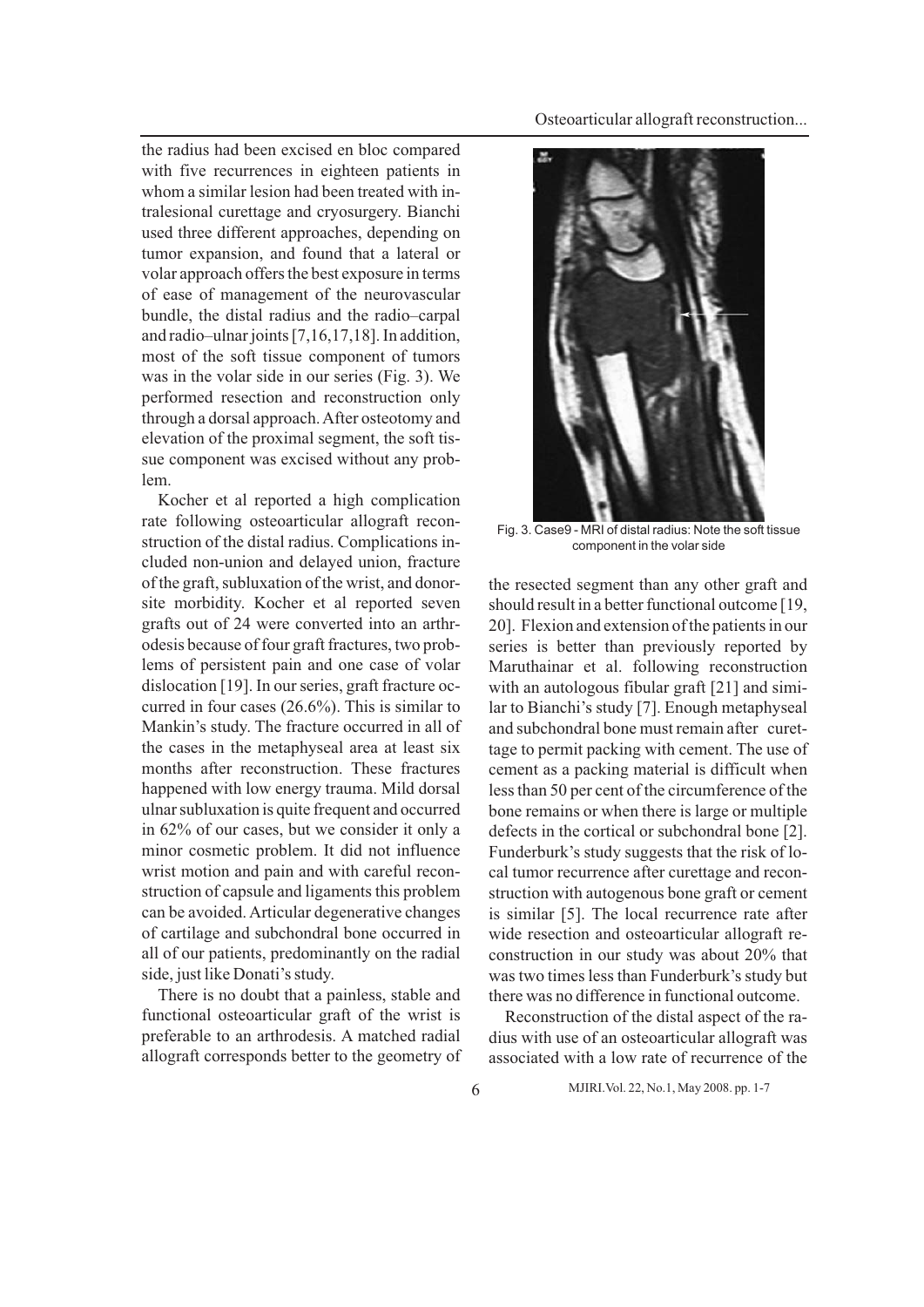the radius had been excised en bloc compared with five recurrences in eighteen patients in whom a similar lesion had been treated with intralesional curettage and cryosurgery. Bianchi used three different approaches, depending on tumor expansion, and found that a lateral or volar approach offers the best exposure in terms of ease of management of the neurovascular bundle, the distal radius and the radio–carpal and radio–ulnar joints [7,16,17,18]. In addition, most of the soft tissue component of tumors was in the volar side in our series (Fig. 3). We performed resection and reconstruction only through a dorsal approach. After osteotomy and elevation of the proximal segment, the soft tissue component was excised without any problem.

Kocher et al reported a high complication rate following osteoarticular allograft reconstruction of the distal radius. Complications included non-union and delayed union, fracture of the graft, subluxation of the wrist, and donor-site morbidity. Kocher et al reported seven grafts out of 24 were converted into an arthrodesis because of four graft fractures, two problems of persistent pain and one case of volar dislocation [19]. In our series, graft fracture occurred in four cases (26.6%). This is similar to Mankin's study. The fracture occurred in all of the cases in the metaphyseal area at least six months after reconstruction. These fractures happened with low energy trauma. Mild dorsal ulnar subluxation is quite frequent and occurred in 62% of our cases, but we consider it only a minor cosmetic problem. It did not influence wrist motion and pain and with careful reconstruction of capsule and ligaments this problem can be avoided. Articular degenerative changes of cartilage and subchondral bone occurred in all of our patients, predominantly on the radial side, just like Donati's study.

There is no doubt that a painless, stable and functional osteoarticular graft of the wrist is preferable to an arthrodesis. A matched radial allograft corresponds better to the geometry of the resected segment than any other graft and should result in a better functional outcome [19, 20]. Flexion and extension of the patients in our series is better than previously reported by Maruthainar et al. following reconstruction with an autologous fibular graft [21] and similar to Bianchi's study [7]. Enough metaphyseal and subchondral bone must remain after curettage to permit packing with cement. The use of cement as a packing material is difficult when less than 50 per cent of the circumference of the bone remains or when there is large or multiple defects in the cortical or subchondral bone [2]. Funderburk's study suggests that the risk of local tumor recurrence after curettage and reconstruction with autogenous bone graft or cement is similar [5]. The local recurrence rate after wide resection and osteoarticular allograft reconstruction in our study was about 20% that was two times less than Funderburk's study but there was no difference in functional outcome.

Fig. 3. Case9 - MRI of distal radius: Note the soft tissue component in the volar side

Reconstruction of the distal aspect of the radius with use of an osteoarticular allograft was associated with a low rate of recurrence of the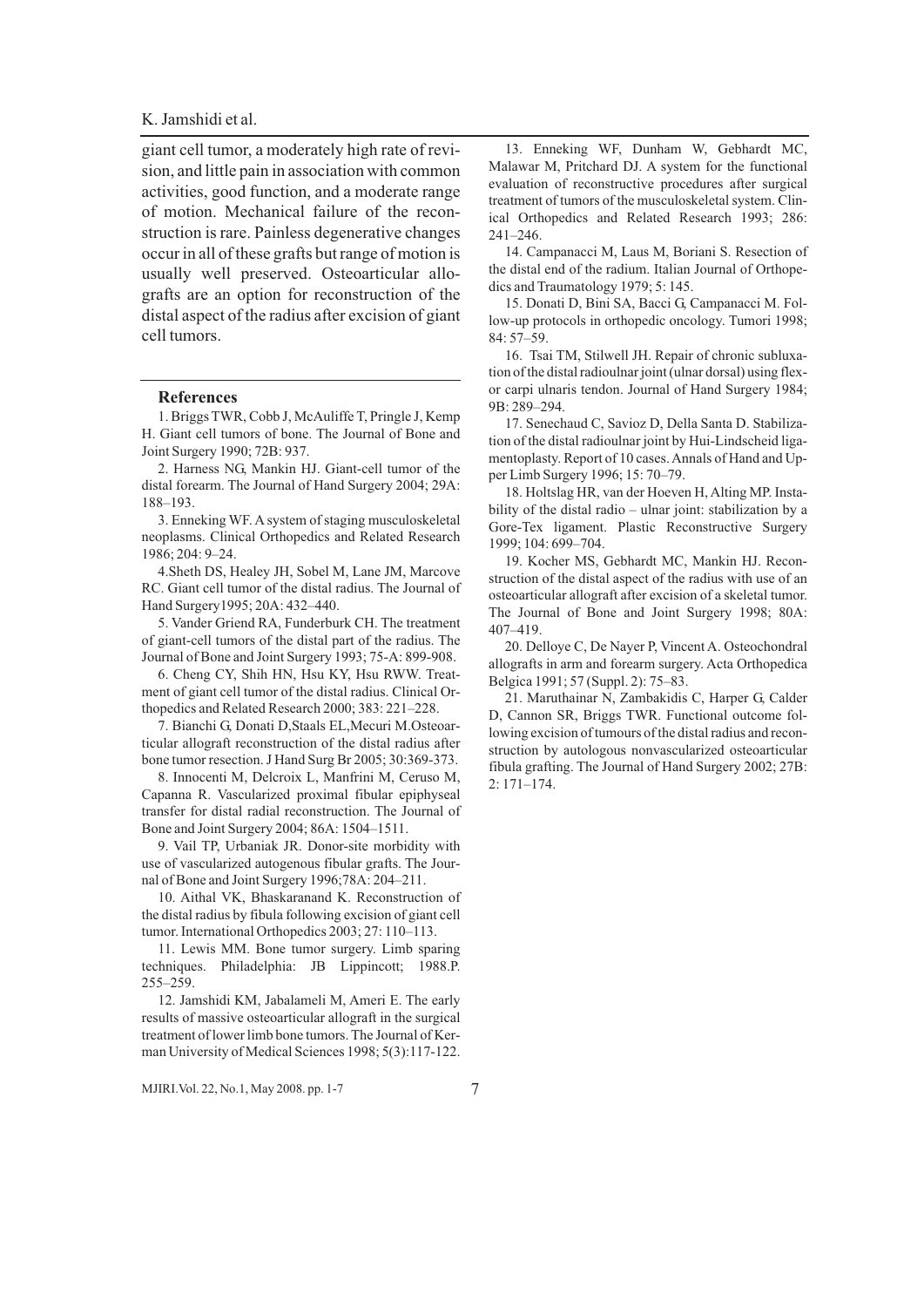giant cell tumor, a moderately high rate of revision, and little pain in association with common activities, good function, and a moderate range of motion. Mechanical failure of the reconstruction is rare. Painless degenerative changes occur in all of these grafts but range of motion is usually well preserved. Osteoarticular allografts are an option for reconstruction of the distal aspect of the radius after excision of giant cell tumors.

## References

1. Briggs TWR, Cobb J, McAuliffe T, Pringle J, Kemp H. Giant cell tumors of bone. The Journal of Bone and Joint Surgery 1990; 72B: 937.

2. Harness NG, Mankin HJ. Giant-cell tumor of the distal forearm. The Journal of Hand Surgery 2004; 29A: 188–193.

3. Enneking WF. A system of staging musculoskeletal neoplasms. Clinical Orthopedics and Related Research 1986; 204: 9–24.

4.Sheth DS, Healey JH, Sobel M, Lane JM, Marcove RC. Giant cell tumor of the distal radius. The Journal of Hand Surgery1995; 20A: 432–440.

5. Vander Griend RA, Funderburk CH. The treatment of giant-cell tumors of the distal part of the radius. The Journal of Bone and Joint Surgery 1993; 75-A: 899-908.

6. Cheng CY, Shih HN, Hsu KY, Hsu RWW. Treatment of giant cell tumor of the distal radius. Clinical Orthopedics and Related Research 2000; 383: 221–228.

7. Bianchi G, Donati D,Staals EL,Mecuri M.Osteoarticular allograft reconstruction of the distal radius after bone tumor resection. J Hand Surg Br 2005; 30:369-373.

8. Innocenti M, Delcroix L, Manfrini M, Ceruso M, Capanna R. Vascularized proximal fibular epiphyseal transfer for distal radial reconstruction. The Journal of Bone and Joint Surgery 2004; 86A: 1504–1511.

9. Vail TP, Urbaniak JR. Donor-site morbidity with use of vascularized autogenous fibular grafts. The Journal of Bone and Joint Surgery 1996;78A: 204–211.

10. Aithal VK, Bhaskaranand K. Reconstruction of the distal radius by fibula following excision of giant cell tumor. International Orthopedics 2003; 27: 110–113.

11. Lewis MM. Bone tumor surgery. Limb sparing techniques. Philadelphia: JB Lippincott; 1988.P. 255–259.

12. Jamshidi KM, Jabalameli M, Ameri E. The early results of massive osteoarticular allograft in the surgical treatment of lower limb bone tumors. The Journal of Kerman University of Medical Sciences 1998; 5(3):117-122.

13. Enneking WF, Dunham W, Gebhardt MC, Malawar M, Pritchard DJ. A system for the functional evaluation of reconstructive procedures after surgical treatment of tumors of the musculoskeletal system. Clinical Orthopedics and Related Research 1993; 286: 241–246.

14. Campanacci M, Laus M, Boriani S. Resection of the distal end of the radium. Italian Journal of Orthopedics and Traumatology 1979; 5: 145.

15. Donati D, Bini SA, Bacci G, Campanacci M. Follow-up protocols in orthopedic oncology. Tumori 1998; 84: 57–59.

16. Tsai TM, Stilwell JH. Repair of chronic subluxation of the distal radioulnar joint (ulnar dorsal) using flexor carpi ulnaris tendon. Journal of Hand Surgery 1984; 9B: 289–294.

17. Senechaud C, Savioz D, Della Santa D. Stabilization of the distal radioulnar joint by Hui-Lindscheid ligamentoplasty. Report of 10 cases. Annals of Hand and Upper Limb Surgery 1996; 15: 70–79.

18. Holtslag HR, van der Hoeven H, Alting MP. Instability of the distal radio – ulnar joint: stabilization by a Gore-Tex ligament. Plastic Reconstructive Surgery 1999; 104: 699–704.

19. Kocher MS, Gebhardt MC, Mankin HJ. Reconstruction of the distal aspect of the radius with use of an osteoarticular allograft after excision of a skeletal tumor. The Journal of Bone and Joint Surgery 1998; 80A: 407–419.

20. Delloye C, De Nayer P, Vincent A. Osteochondral allografts in arm and forearm surgery. Acta Orthopedica Belgica 1991; 57 (Suppl. 2): 75–83.

21. Maruthainar N, Zambakidis C, Harper G, Calder D, Cannon SR, Briggs TWR. Functional outcome following excision of tumours of the distal radius and reconstruction by autologous nonvascularized osteoarticular fibula grafting. The Journal of Hand Surgery 2002; 27B: 2: 171–174.